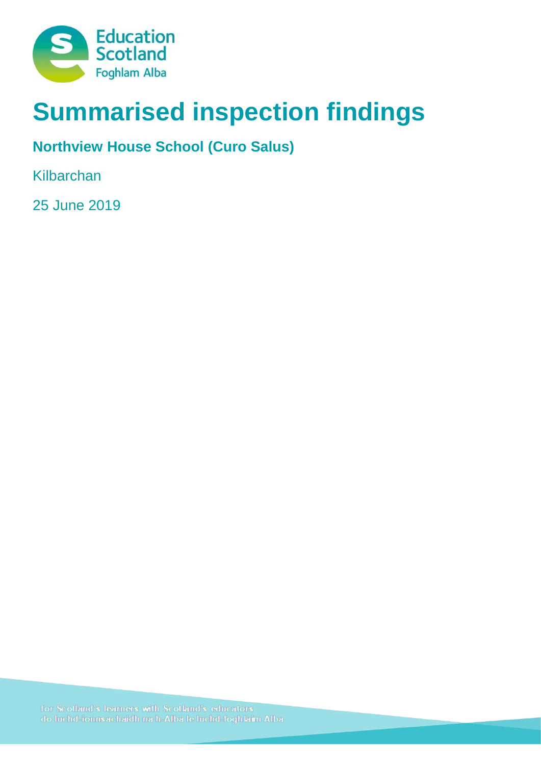Education Scotland
Foghlam Alba

# Summarised inspection findings

## Northview House School (Curo Salus)

Kilbarchan

25 June 2019

for Scotland's learners with Scotland's educators
do luchd-ionnsachaidh na h-Alba le luchd-foghlaim Alba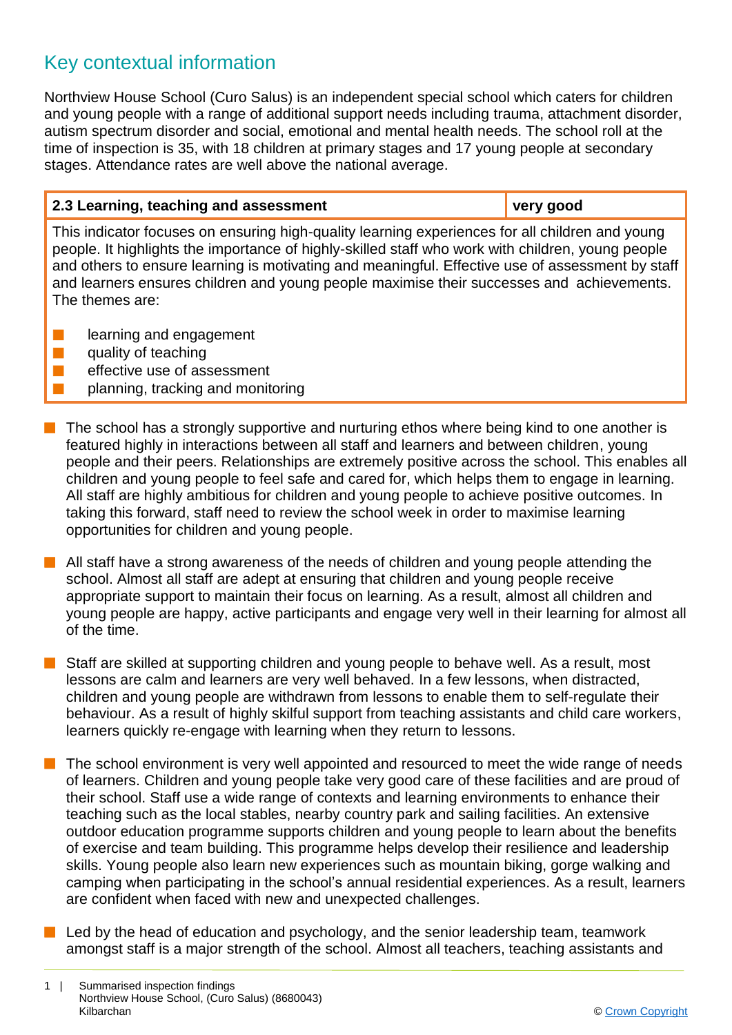## Key contextual information

Northview House School (Curo Salus) is an independent special school which caters for children and young people with a range of additional support needs including trauma, attachment disorder, autism spectrum disorder and social, emotional and mental health needs. The school roll at the time of inspection is 35, with 18 children at primary stages and 17 young people at secondary stages. Attendance rates are well above the national average.

| 2.3 Learning, teaching and assessment | very good |
|---|---|
| This indicator focuses on ensuring high-quality learning experiences for all children and young people. It highlights the importance of highly-skilled staff who work with children, young people and others to ensure learning is motivating and meaningful. Effective use of assessment by staff and learners ensures children and young people maximise their successes and achievements. The themes are: <br>■ learning and engagement <br>■ quality of teaching <br>■ effective use of assessment <br>■ planning, tracking and monitoring | |

- The school has a strongly supportive and nurturing ethos where being kind to one another is featured highly in interactions between all staff and learners and between children, young people and their peers. Relationships are extremely positive across the school. This enables all children and young people to feel safe and cared for, which helps them to engage in learning. All staff are highly ambitious for children and young people to achieve positive outcomes. In taking this forward, staff need to review the school week in order to maximise learning opportunities for children and young people.

- All staff have a strong awareness of the needs of children and young people attending the school. Almost all staff are adept at ensuring that children and young people receive appropriate support to maintain their focus on learning. As a result, almost all children and young people are happy, active participants and engage very well in their learning for almost all of the time.

- Staff are skilled at supporting children and young people to behave well. As a result, most lessons are calm and learners are very well behaved. In a few lessons, when distracted, children and young people are withdrawn from lessons to enable them to self-regulate their behaviour. As a result of highly skilful support from teaching assistants and child care workers, learners quickly re-engage with learning when they return to lessons.

- The school environment is very well appointed and resourced to meet the wide range of needs of learners. Children and young people take very good care of these facilities and are proud of their school. Staff use a wide range of contexts and learning environments to enhance their teaching such as the local stables, nearby country park and sailing facilities. An extensive outdoor education programme supports children and young people to learn about the benefits of exercise and team building. This programme helps develop their resilience and leadership skills. Young people also learn new experiences such as mountain biking, gorge walking and camping when participating in the school's annual residential experiences. As a result, learners are confident when faced with new and unexpected challenges.

- Led by the head of education and psychology, and the senior leadership team, teamwork amongst staff is a major strength of the school. Almost all teachers, teaching assistants and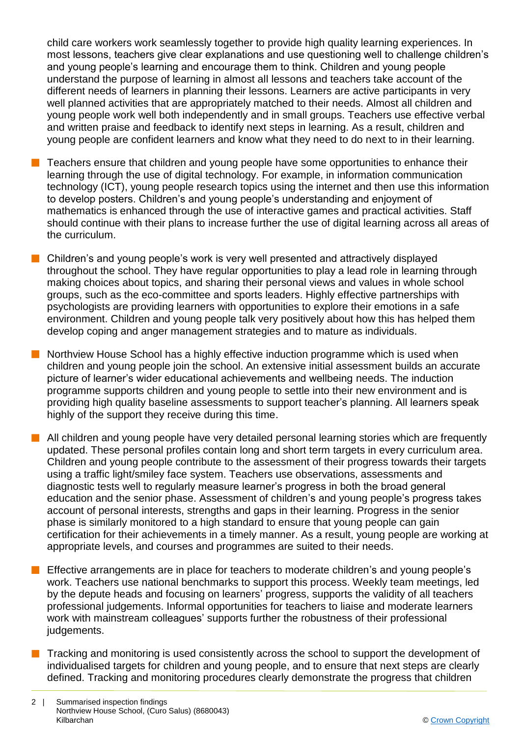child care workers work seamlessly together to provide high quality learning experiences. In most lessons, teachers give clear explanations and use questioning well to challenge children's and young people's learning and encourage them to think. Children and young people understand the purpose of learning in almost all lessons and teachers take account of the different needs of learners in planning their lessons. Learners are active participants in very well planned activities that are appropriately matched to their needs. Almost all children and young people work well both independently and in small groups. Teachers use effective verbal and written praise and feedback to identify next steps in learning. As a result, children and young people are confident learners and know what they need to do next to in their learning.

- Teachers ensure that children and young people have some opportunities to enhance their learning through the use of digital technology. For example, in information communication technology (ICT), young people research topics using the internet and then use this information to develop posters. Children's and young people's understanding and enjoyment of mathematics is enhanced through the use of interactive games and practical activities. Staff should continue with their plans to increase further the use of digital learning across all areas of the curriculum.

- Children's and young people's work is very well presented and attractively displayed throughout the school. They have regular opportunities to play a lead role in learning through making choices about topics, and sharing their personal views and values in whole school groups, such as the eco-committee and sports leaders. Highly effective partnerships with psychologists are providing learners with opportunities to explore their emotions in a safe environment. Children and young people talk very positively about how this has helped them develop coping and anger management strategies and to mature as individuals.

- Northview House School has a highly effective induction programme which is used when children and young people join the school. An extensive initial assessment builds an accurate picture of learner's wider educational achievements and wellbeing needs. The induction programme supports children and young people to settle into their new environment and is providing high quality baseline assessments to support teacher's planning. All learners speak highly of the support they receive during this time.

- All children and young people have very detailed personal learning stories which are frequently updated. These personal profiles contain long and short term targets in every curriculum area. Children and young people contribute to the assessment of their progress towards their targets using a traffic light/smiley face system. Teachers use observations, assessments and diagnostic tests well to regularly measure learner's progress in both the broad general education and the senior phase. Assessment of children's and young people's progress takes account of personal interests, strengths and gaps in their learning. Progress in the senior phase is similarly monitored to a high standard to ensure that young people can gain certification for their achievements in a timely manner. As a result, young people are working at appropriate levels, and courses and programmes are suited to their needs.

- Effective arrangements are in place for teachers to moderate children's and young people's work. Teachers use national benchmarks to support this process. Weekly team meetings, led by the depute heads and focusing on learners' progress, supports the validity of all teachers professional judgements. Informal opportunities for teachers to liaise and moderate learners work with mainstream colleagues' supports further the robustness of their professional judgements.

- Tracking and monitoring is used consistently across the school to support the development of individualised targets for children and young people, and to ensure that next steps are clearly defined. Tracking and monitoring procedures clearly demonstrate the progress that children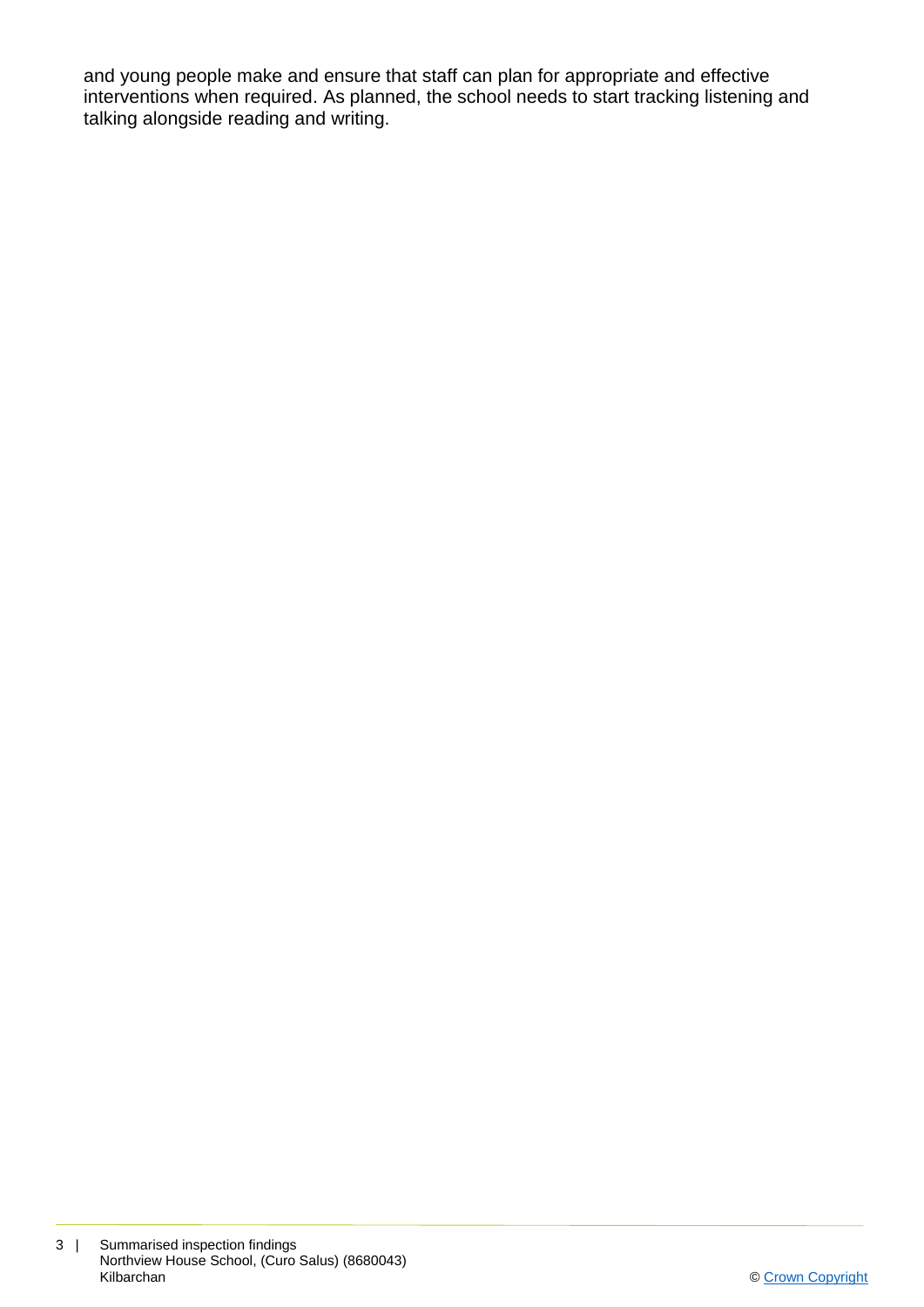and young people make and ensure that staff can plan for appropriate and effective interventions when required. As planned, the school needs to start tracking listening and talking alongside reading and writing.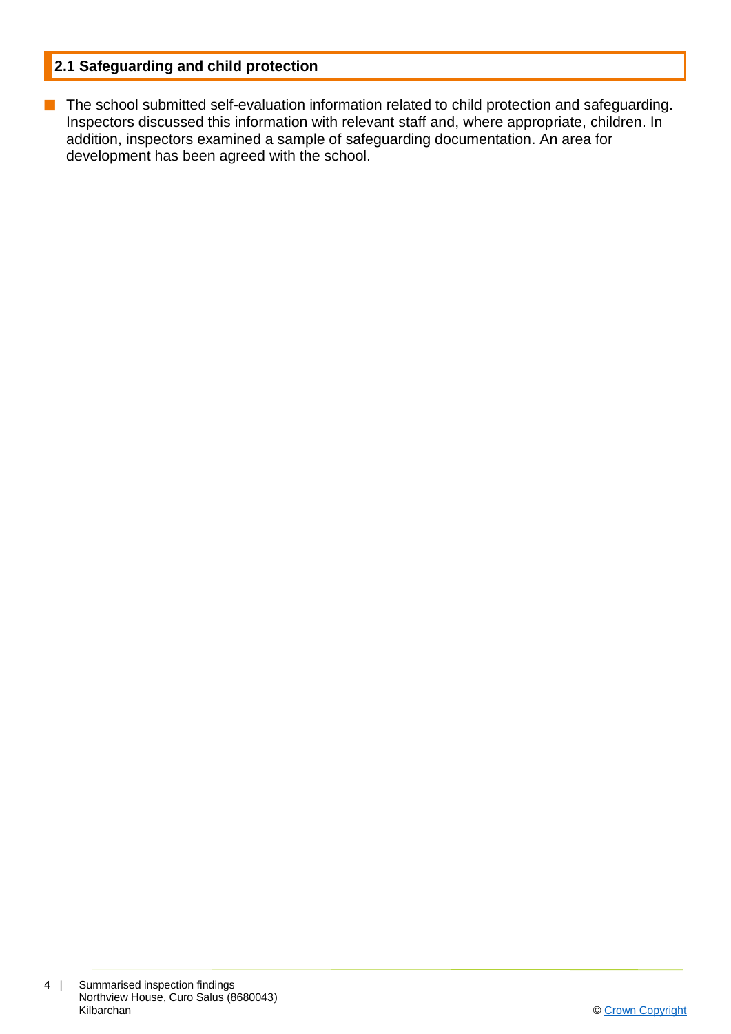## 2.1 Safeguarding and child protection

- The school submitted self-evaluation information related to child protection and safeguarding. Inspectors discussed this information with relevant staff and, where appropriate, children. In addition, inspectors examined a sample of safeguarding documentation. An area for development has been agreed with the school.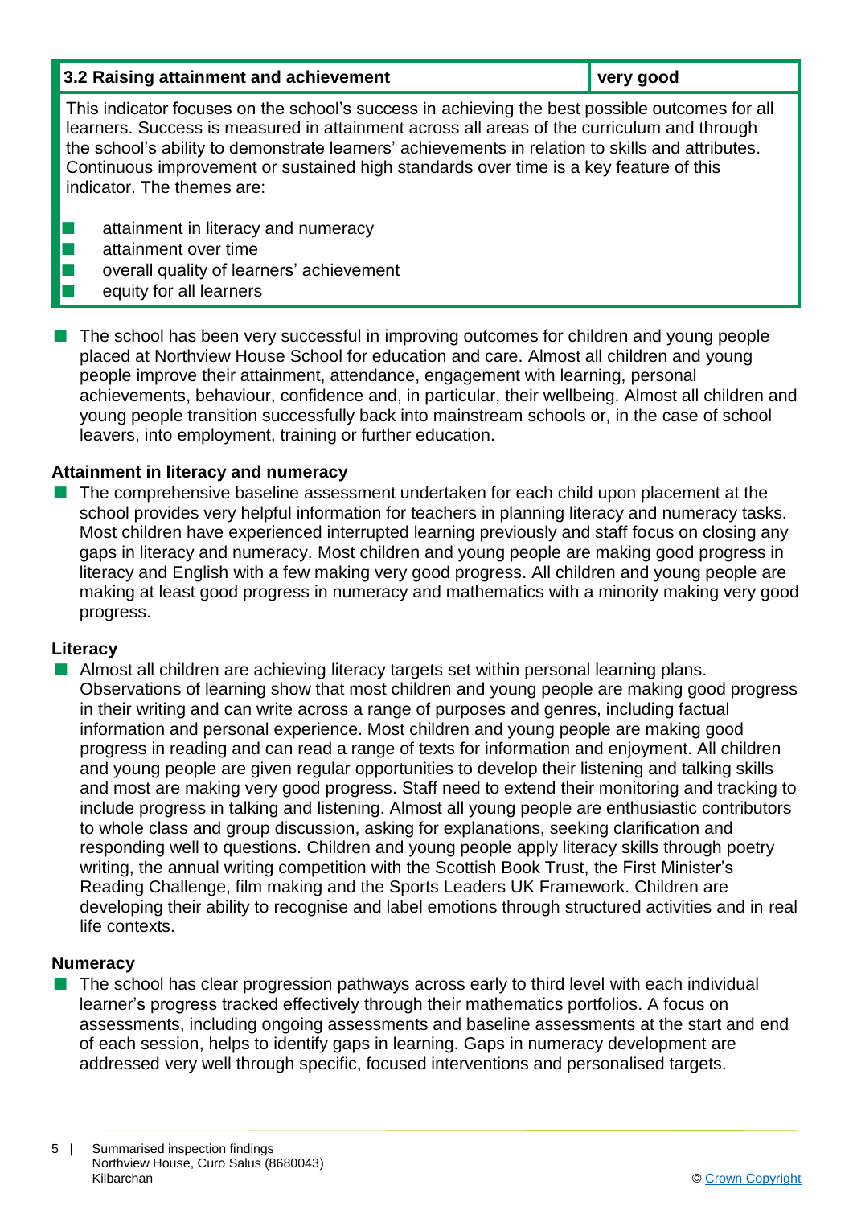| 3.2 Raising attainment and achievement | very good |
|---|---|

This indicator focuses on the school's success in achieving the best possible outcomes for all learners. Success is measured in attainment across all areas of the curriculum and through the school's ability to demonstrate learners' achievements in relation to skills and attributes. Continuous improvement or sustained high standards over time is a key feature of this indicator. The themes are:

- attainment in literacy and numeracy
- attainment over time
- overall quality of learners' achievement
- equity for all learners

- The school has been very successful in improving outcomes for children and young people placed at Northview House School for education and care. Almost all children and young people improve their attainment, attendance, engagement with learning, personal achievements, behaviour, confidence and, in particular, their wellbeing. Almost all children and young people transition successfully back into mainstream schools or, in the case of school leavers, into employment, training or further education.

**Attainment in literacy and numeracy**

- The comprehensive baseline assessment undertaken for each child upon placement at the school provides very helpful information for teachers in planning literacy and numeracy tasks. Most children have experienced interrupted learning previously and staff focus on closing any gaps in literacy and numeracy. Most children and young people are making good progress in literacy and English with a few making very good progress. All children and young people are making at least good progress in numeracy and mathematics with a minority making very good progress.

**Literacy**

- Almost all children are achieving literacy targets set within personal learning plans. Observations of learning show that most children and young people are making good progress in their writing and can write across a range of purposes and genres, including factual information and personal experience. Most children and young people are making good progress in reading and can read a range of texts for information and enjoyment. All children and young people are given regular opportunities to develop their listening and talking skills and most are making very good progress. Staff need to extend their monitoring and tracking to include progress in talking and listening. Almost all young people are enthusiastic contributors to whole class and group discussion, asking for explanations, seeking clarification and responding well to questions. Children and young people apply literacy skills through poetry writing, the annual writing competition with the Scottish Book Trust, the First Minister's Reading Challenge, film making and the Sports Leaders UK Framework. Children are developing their ability to recognise and label emotions through structured activities and in real life contexts.

**Numeracy**

- The school has clear progression pathways across early to third level with each individual learner's progress tracked effectively through their mathematics portfolios. A focus on assessments, including ongoing assessments and baseline assessments at the start and end of each session, helps to identify gaps in learning. Gaps in numeracy development are addressed very well through specific, focused interventions and personalised targets.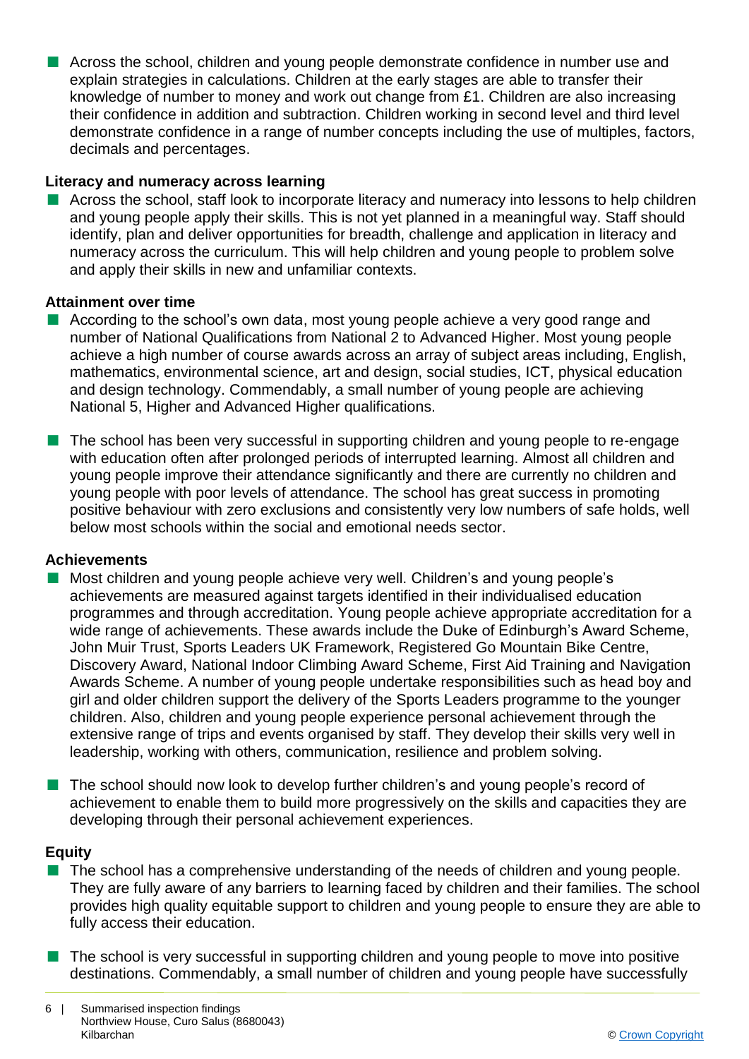- Across the school, children and young people demonstrate confidence in number use and explain strategies in calculations. Children at the early stages are able to transfer their knowledge of number to money and work out change from £1. Children are also increasing their confidence in addition and subtraction. Children working in second level and third level demonstrate confidence in a range of number concepts including the use of multiples, factors, decimals and percentages.

**Literacy and numeracy across learning**

- Across the school, staff look to incorporate literacy and numeracy into lessons to help children and young people apply their skills. This is not yet planned in a meaningful way. Staff should identify, plan and deliver opportunities for breadth, challenge and application in literacy and numeracy across the curriculum. This will help children and young people to problem solve and apply their skills in new and unfamiliar contexts.

**Attainment over time**

- According to the school's own data, most young people achieve a very good range and number of National Qualifications from National 2 to Advanced Higher. Most young people achieve a high number of course awards across an array of subject areas including, English, mathematics, environmental science, art and design, social studies, ICT, physical education and design technology. Commendably, a small number of young people are achieving National 5, Higher and Advanced Higher qualifications.

- The school has been very successful in supporting children and young people to re-engage with education often after prolonged periods of interrupted learning. Almost all children and young people improve their attendance significantly and there are currently no children and young people with poor levels of attendance. The school has great success in promoting positive behaviour with zero exclusions and consistently very low numbers of safe holds, well below most schools within the social and emotional needs sector.

**Achievements**

- Most children and young people achieve very well. Children's and young people's achievements are measured against targets identified in their individualised education programmes and through accreditation. Young people achieve appropriate accreditation for a wide range of achievements. These awards include the Duke of Edinburgh's Award Scheme, John Muir Trust, Sports Leaders UK Framework, Registered Go Mountain Bike Centre, Discovery Award, National Indoor Climbing Award Scheme, First Aid Training and Navigation Awards Scheme. A number of young people undertake responsibilities such as head boy and girl and older children support the delivery of the Sports Leaders programme to the younger children. Also, children and young people experience personal achievement through the extensive range of trips and events organised by staff. They develop their skills very well in leadership, working with others, communication, resilience and problem solving.

- The school should now look to develop further children's and young people's record of achievement to enable them to build more progressively on the skills and capacities they are developing through their personal achievement experiences.

**Equity**

- The school has a comprehensive understanding of the needs of children and young people. They are fully aware of any barriers to learning faced by children and their families. The school provides high quality equitable support to children and young people to ensure they are able to fully access their education.

- The school is very successful in supporting children and young people to move into positive destinations. Commendably, a small number of children and young people have successfully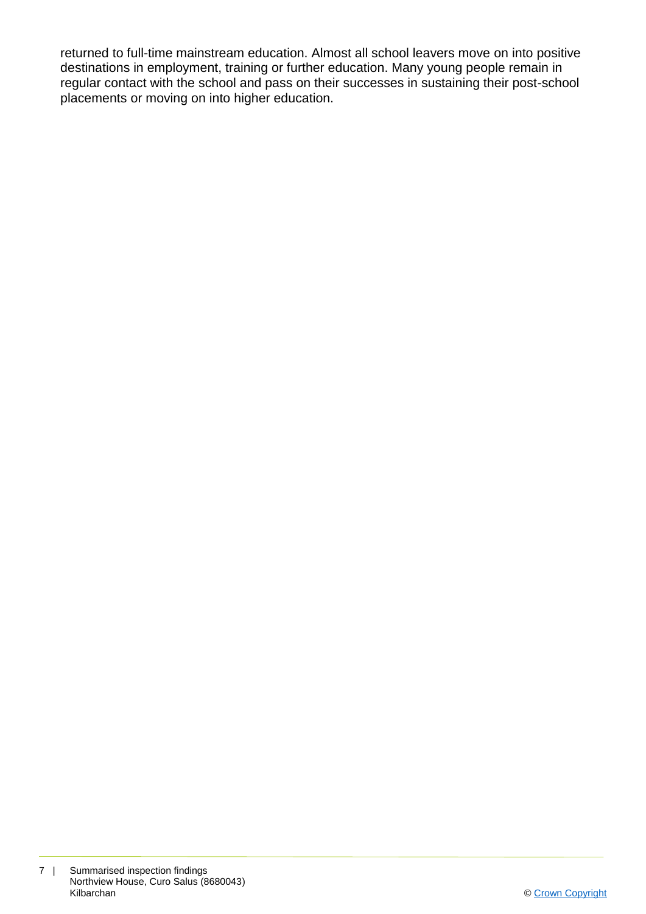returned to full-time mainstream education. Almost all school leavers move on into positive destinations in employment, training or further education. Many young people remain in regular contact with the school and pass on their successes in sustaining their post-school placements or moving on into higher education.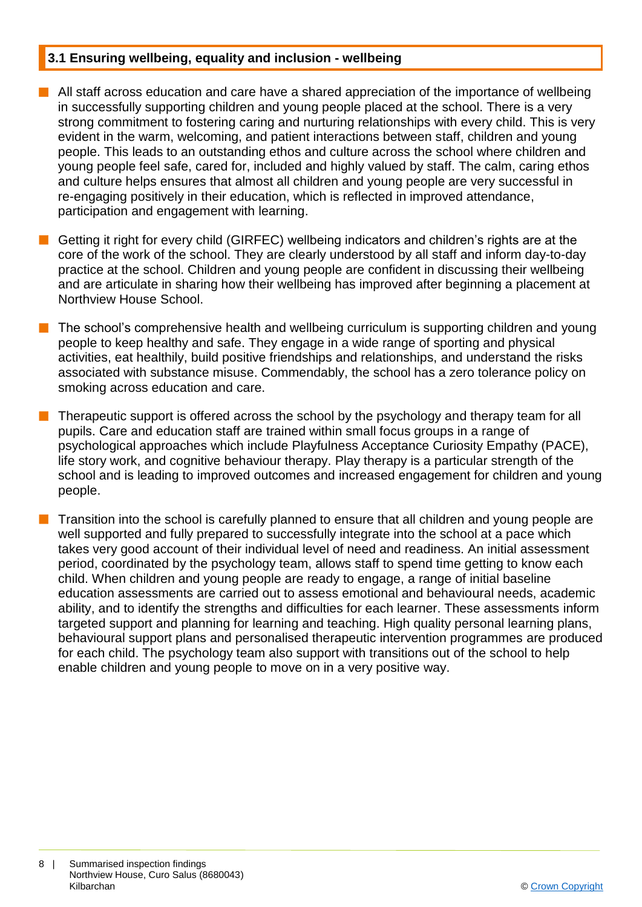### 3.1 Ensuring wellbeing, equality and inclusion - wellbeing

- All staff across education and care have a shared appreciation of the importance of wellbeing in successfully supporting children and young people placed at the school. There is a very strong commitment to fostering caring and nurturing relationships with every child. This is very evident in the warm, welcoming, and patient interactions between staff, children and young people. This leads to an outstanding ethos and culture across the school where children and young people feel safe, cared for, included and highly valued by staff. The calm, caring ethos and culture helps ensures that almost all children and young people are very successful in re-engaging positively in their education, which is reflected in improved attendance, participation and engagement with learning.

- Getting it right for every child (GIRFEC) wellbeing indicators and children's rights are at the core of the work of the school. They are clearly understood by all staff and inform day-to-day practice at the school. Children and young people are confident in discussing their wellbeing and are articulate in sharing how their wellbeing has improved after beginning a placement at Northview House School.

- The school's comprehensive health and wellbeing curriculum is supporting children and young people to keep healthy and safe. They engage in a wide range of sporting and physical activities, eat healthily, build positive friendships and relationships, and understand the risks associated with substance misuse. Commendably, the school has a zero tolerance policy on smoking across education and care.

- Therapeutic support is offered across the school by the psychology and therapy team for all pupils. Care and education staff are trained within small focus groups in a range of psychological approaches which include Playfulness Acceptance Curiosity Empathy (PACE), life story work, and cognitive behaviour therapy. Play therapy is a particular strength of the school and is leading to improved outcomes and increased engagement for children and young people.

- Transition into the school is carefully planned to ensure that all children and young people are well supported and fully prepared to successfully integrate into the school at a pace which takes very good account of their individual level of need and readiness. An initial assessment period, coordinated by the psychology team, allows staff to spend time getting to know each child. When children and young people are ready to engage, a range of initial baseline education assessments are carried out to assess emotional and behavioural needs, academic ability, and to identify the strengths and difficulties for each learner. These assessments inform targeted support and planning for learning and teaching. High quality personal learning plans, behavioural support plans and personalised therapeutic intervention programmes are produced for each child. The psychology team also support with transitions out of the school to help enable children and young people to move on in a very positive way.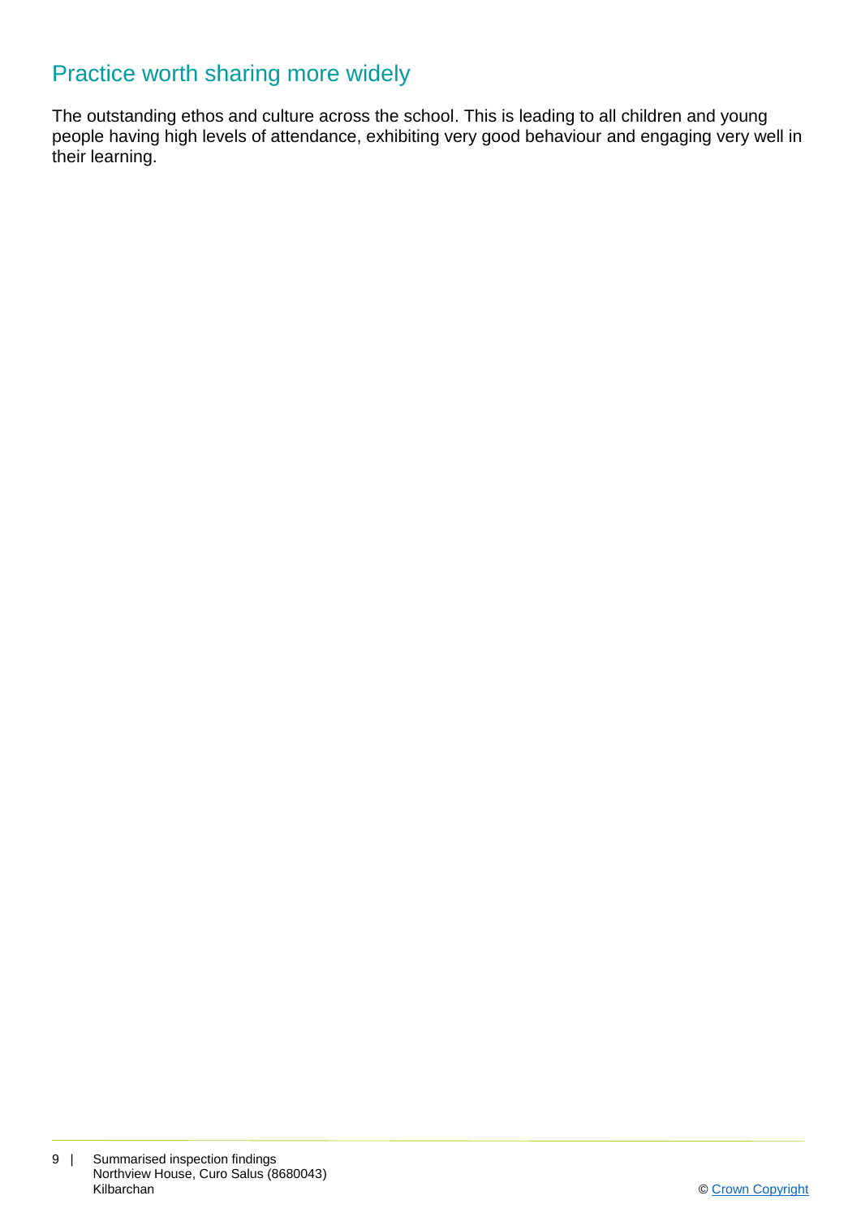## Practice worth sharing more widely

The outstanding ethos and culture across the school. This is leading to all children and young people having high levels of attendance, exhibiting very good behaviour and engaging very well in their learning.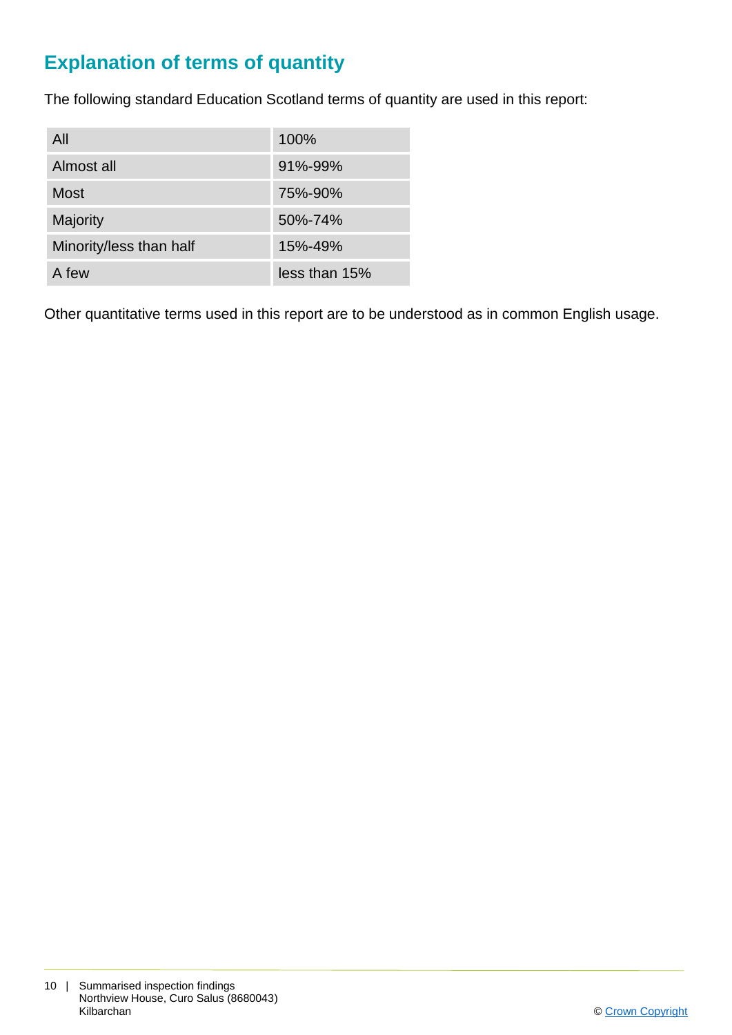## Explanation of terms of quantity

The following standard Education Scotland terms of quantity are used in this report:

| | |
|---|---|
| All | 100% |
| Almost all | 91%-99% |
| Most | 75%-90% |
| Majority | 50%-74% |
| Minority/less than half | 15%-49% |
| A few | less than 15% |

Other quantitative terms used in this report are to be understood as in common English usage.